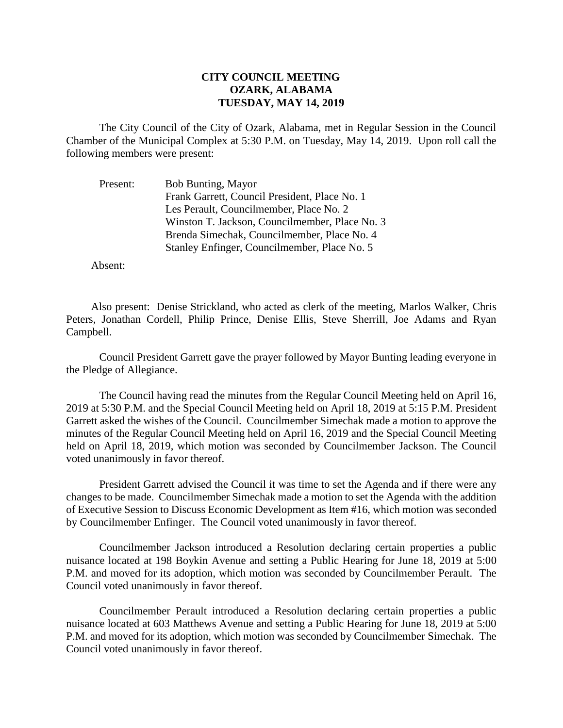# CITY COUNCIL MEETING
## OZARK, ALABAMA
## TUESDAY, MAY 14, 2019

The City Council of the City of Ozark, Alabama, met in Regular Session in the Council Chamber of the Municipal Complex at 5:30 P.M. on Tuesday, May 14, 2019. Upon roll call the following members were present:

Present: Bob Bunting, Mayor
Frank Garrett, Council President, Place No. 1
Les Perault, Councilmember, Place No. 2
Winston T. Jackson, Councilmember, Place No. 3
Brenda Simechak, Councilmember, Place No. 4
Stanley Enfinger, Councilmember, Place No. 5

Absent:

Also present: Denise Strickland, who acted as clerk of the meeting, Marlos Walker, Chris Peters, Jonathan Cordell, Philip Prince, Denise Ellis, Steve Sherrill, Joe Adams and Ryan Campbell.

Council President Garrett gave the prayer followed by Mayor Bunting leading everyone in the Pledge of Allegiance.

The Council having read the minutes from the Regular Council Meeting held on April 16, 2019 at 5:30 P.M. and the Special Council Meeting held on April 18, 2019 at 5:15 P.M. President Garrett asked the wishes of the Council. Councilmember Simechak made a motion to approve the minutes of the Regular Council Meeting held on April 16, 2019 and the Special Council Meeting held on April 18, 2019, which motion was seconded by Councilmember Jackson. The Council voted unanimously in favor thereof.

President Garrett advised the Council it was time to set the Agenda and if there were any changes to be made. Councilmember Simechak made a motion to set the Agenda with the addition of Executive Session to Discuss Economic Development as Item #16, which motion was seconded by Councilmember Enfinger. The Council voted unanimously in favor thereof.

Councilmember Jackson introduced a Resolution declaring certain properties a public nuisance located at 198 Boykin Avenue and setting a Public Hearing for June 18, 2019 at 5:00 P.M. and moved for its adoption, which motion was seconded by Councilmember Perault. The Council voted unanimously in favor thereof.

Councilmember Perault introduced a Resolution declaring certain properties a public nuisance located at 603 Matthews Avenue and setting a Public Hearing for June 18, 2019 at 5:00 P.M. and moved for its adoption, which motion was seconded by Councilmember Simechak. The Council voted unanimously in favor thereof.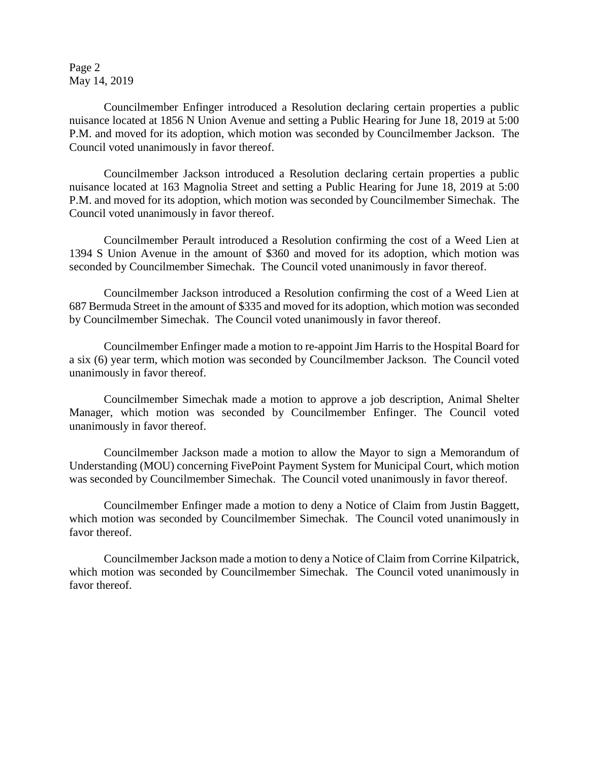Councilmember Enfinger introduced a Resolution declaring certain properties a public nuisance located at 1856 N Union Avenue and setting a Public Hearing for June 18, 2019 at 5:00 P.M. and moved for its adoption, which motion was seconded by Councilmember Jackson. The Council voted unanimously in favor thereof.

Councilmember Jackson introduced a Resolution declaring certain properties a public nuisance located at 163 Magnolia Street and setting a Public Hearing for June 18, 2019 at 5:00 P.M. and moved for its adoption, which motion was seconded by Councilmember Simechak. The Council voted unanimously in favor thereof.

Councilmember Perault introduced a Resolution confirming the cost of a Weed Lien at 1394 S Union Avenue in the amount of $360 and moved for its adoption, which motion was seconded by Councilmember Simechak. The Council voted unanimously in favor thereof.

Councilmember Jackson introduced a Resolution confirming the cost of a Weed Lien at 687 Bermuda Street in the amount of $335 and moved for its adoption, which motion was seconded by Councilmember Simechak. The Council voted unanimously in favor thereof.

Councilmember Enfinger made a motion to re-appoint Jim Harris to the Hospital Board for a six (6) year term, which motion was seconded by Councilmember Jackson. The Council voted unanimously in favor thereof.

Councilmember Simechak made a motion to approve a job description, Animal Shelter Manager, which motion was seconded by Councilmember Enfinger. The Council voted unanimously in favor thereof.

Councilmember Jackson made a motion to allow the Mayor to sign a Memorandum of Understanding (MOU) concerning FivePoint Payment System for Municipal Court, which motion was seconded by Councilmember Simechak. The Council voted unanimously in favor thereof.

Councilmember Enfinger made a motion to deny a Notice of Claim from Justin Baggett, which motion was seconded by Councilmember Simechak. The Council voted unanimously in favor thereof.

Councilmember Jackson made a motion to deny a Notice of Claim from Corrine Kilpatrick, which motion was seconded by Councilmember Simechak. The Council voted unanimously in favor thereof.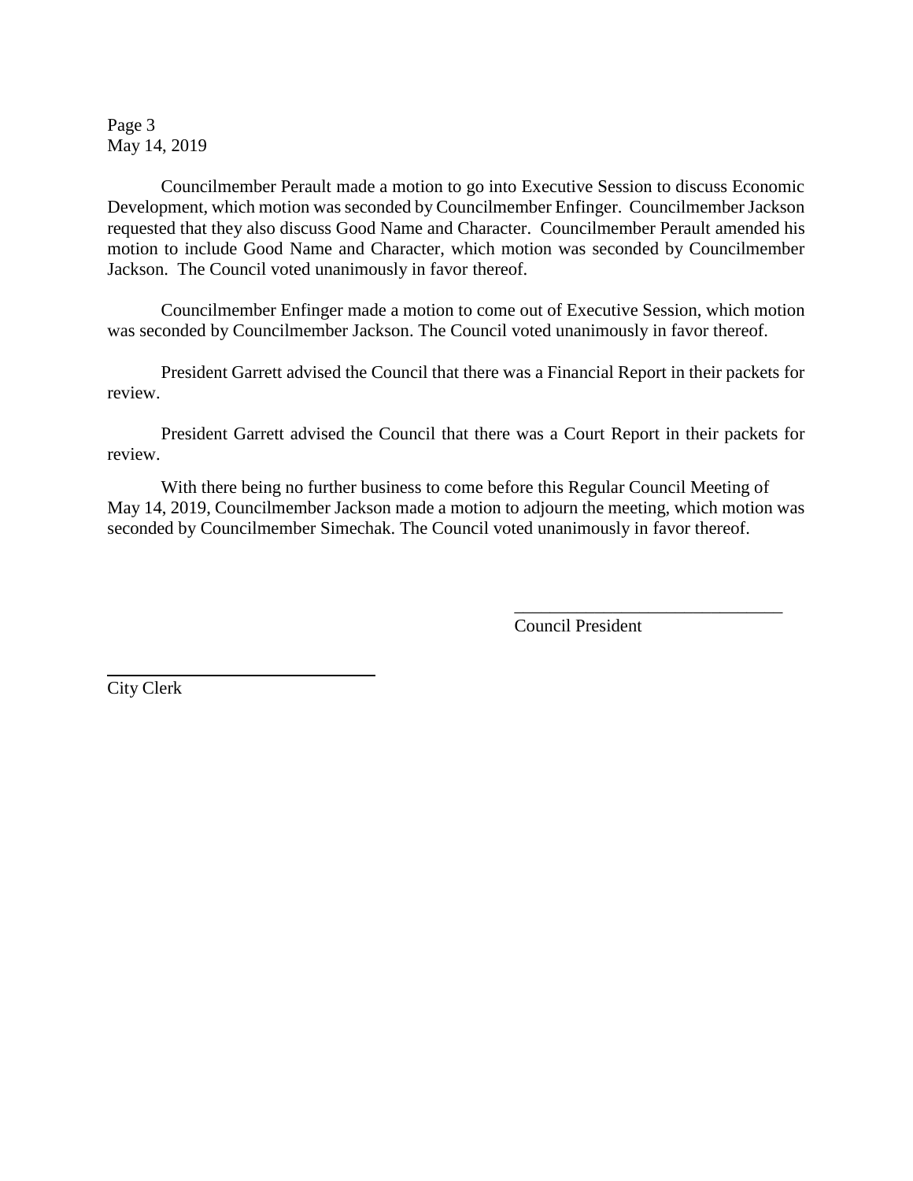Councilmember Perault made a motion to go into Executive Session to discuss Economic Development, which motion was seconded by Councilmember Enfinger. Councilmember Jackson requested that they also discuss Good Name and Character. Councilmember Perault amended his motion to include Good Name and Character, which motion was seconded by Councilmember Jackson. The Council voted unanimously in favor thereof.

Councilmember Enfinger made a motion to come out of Executive Session, which motion was seconded by Councilmember Jackson. The Council voted unanimously in favor thereof.

President Garrett advised the Council that there was a Financial Report in their packets for review.

President Garrett advised the Council that there was a Court Report in their packets for review.

With there being no further business to come before this Regular Council Meeting of May 14, 2019, Councilmember Jackson made a motion to adjourn the meeting, which motion was seconded by Councilmember Simechak. The Council voted unanimously in favor thereof.

\_\_\_\_\_\_\_\_\_\_\_\_\_\_\_\_\_\_\_\_\_\_\_\_\_\_\_\_\_\_\_
Council President

\_\_\_\_\_\_\_\_\_\_\_\_\_\_\_\_\_\_\_\_\_\_\_\_\_\_\_\_\_\_\_
City Clerk